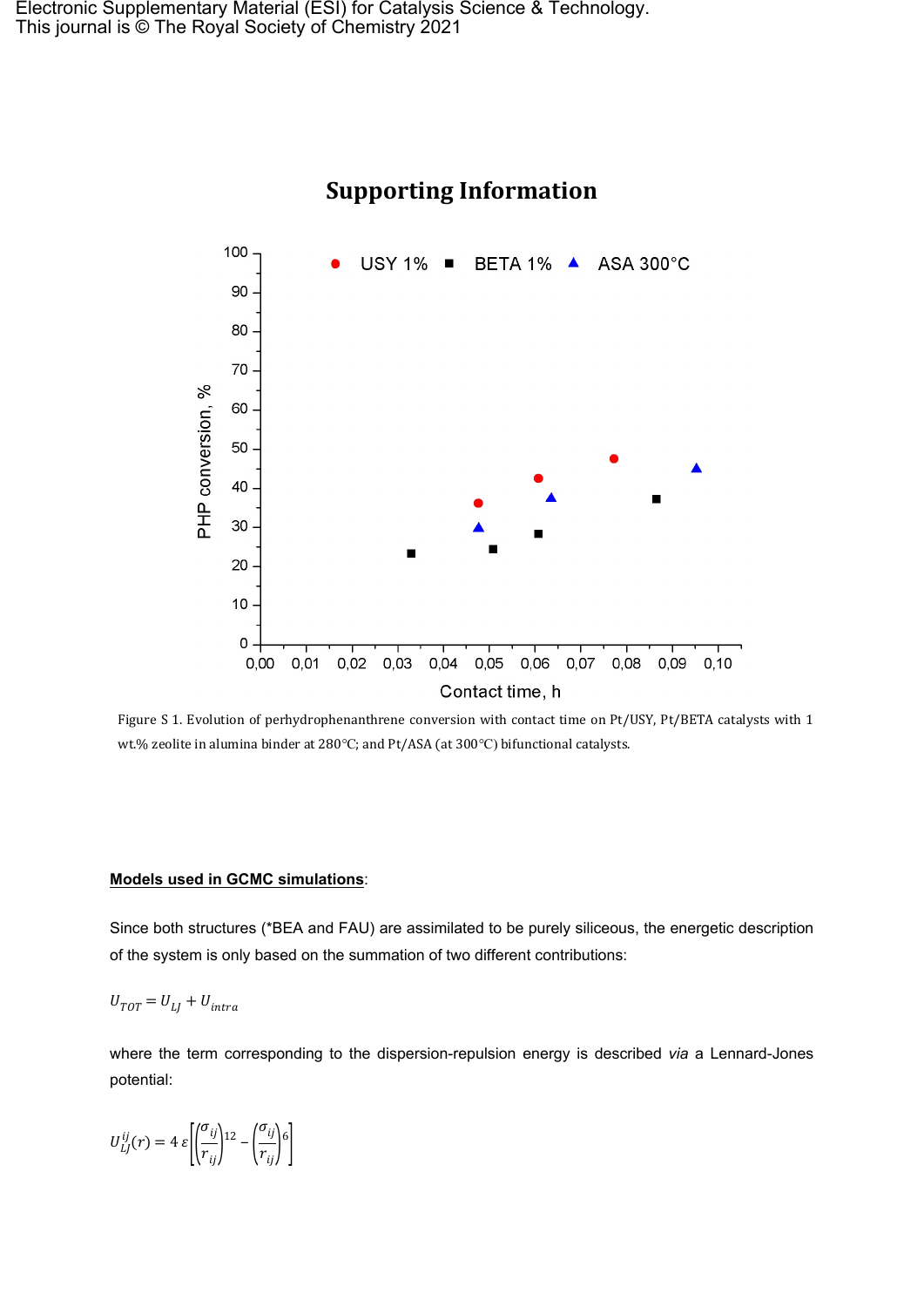# Supporting Information

Figure S 1. Evolution of perhydrophenanthrene conversion with contact time on Pt/USY, Pt/BETA catalysts with 1 wt.% zeolite in alumina binder at 280°C; and Pt/ASA (at 300°C) bifunctional catalysts.

**Models used in GCMC simulations**:

Since both structures (*BEA and FAU) are assimilated to be purely siliceous, the energetic description of the system is only based on the summation of two different contributions:

$$U_{TOT} = U_{LJ} + U_{intra}$$

where the term corresponding to the dispersion-repulsion energy is described *via* a Lennard-Jones potential:

$$U_{LJ}^{ij}(r) = 4\,\varepsilon\left[\left(\frac{\sigma_{ij}}{r_{ij}}\right)^{12} - \left(\frac{\sigma_{ij}}{r_{ij}}\right)^{6}\right]$$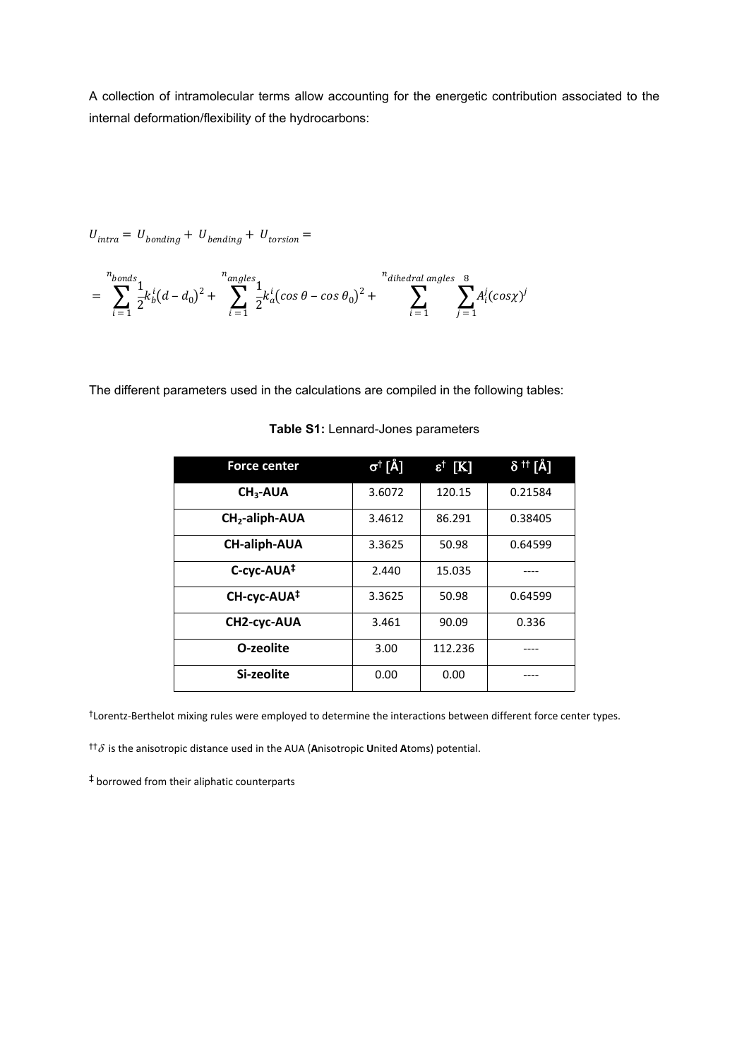A collection of intramolecular terms allow accounting for the energetic contribution associated to the internal deformation/flexibility of the hydrocarbons:

$$U_{intra} = U_{bonding} + U_{bending} + U_{torsion} =$$

$$= \sum_{i=1}^{n_{bonds}} \frac{1}{2} k_b^i (d - d_0)^2 + \sum_{i=1}^{n_{angles}} \frac{1}{2} k_a^i (\cos\theta - \cos\theta_0)^2 + \sum_{i=1}^{n_{dihedral\ angles}} \sum_{j=1}^{8} A_i^j (\cos\chi)^j$$

The different parameters used in the calculations are compiled in the following tables:

**Table S1:** Lennard-Jones parameters

| Force center | $\sigma^{\dagger}$ [Å] | $\varepsilon^{\dagger}$ [K] | $\delta^{\dagger\dagger}$ [Å] |
|---|---|---|---|
| **$CH_3$-AUA** | 3.6072 | 120.15 | 0.21584 |
| **$CH_2$-aliph-AUA** | 3.4612 | 86.291 | 0.38405 |
| **CH-aliph-AUA** | 3.3625 | 50.98 | 0.64599 |
| **C-cyc-AUA$^{\ddagger}$** | 2.440 | 15.035 | ---- |
| **CH-cyc-AUA$^{\ddagger}$** | 3.3625 | 50.98 | 0.64599 |
| **CH2-cyc-AUA** | 3.461 | 90.09 | 0.336 |
| **O-zeolite** | 3.00 | 112.236 | ---- |
| **Si-zeolite** | 0.00 | 0.00 | ---- |

$^{\dagger}$Lorentz-Berthelot mixing rules were employed to determine the interactions between different force center types.

$^{\dagger\dagger}\delta$ is the anisotropic distance used in the AUA (**A**nisotropic **U**nited **A**toms) potential.

$^{\ddagger}$ borrowed from their aliphatic counterparts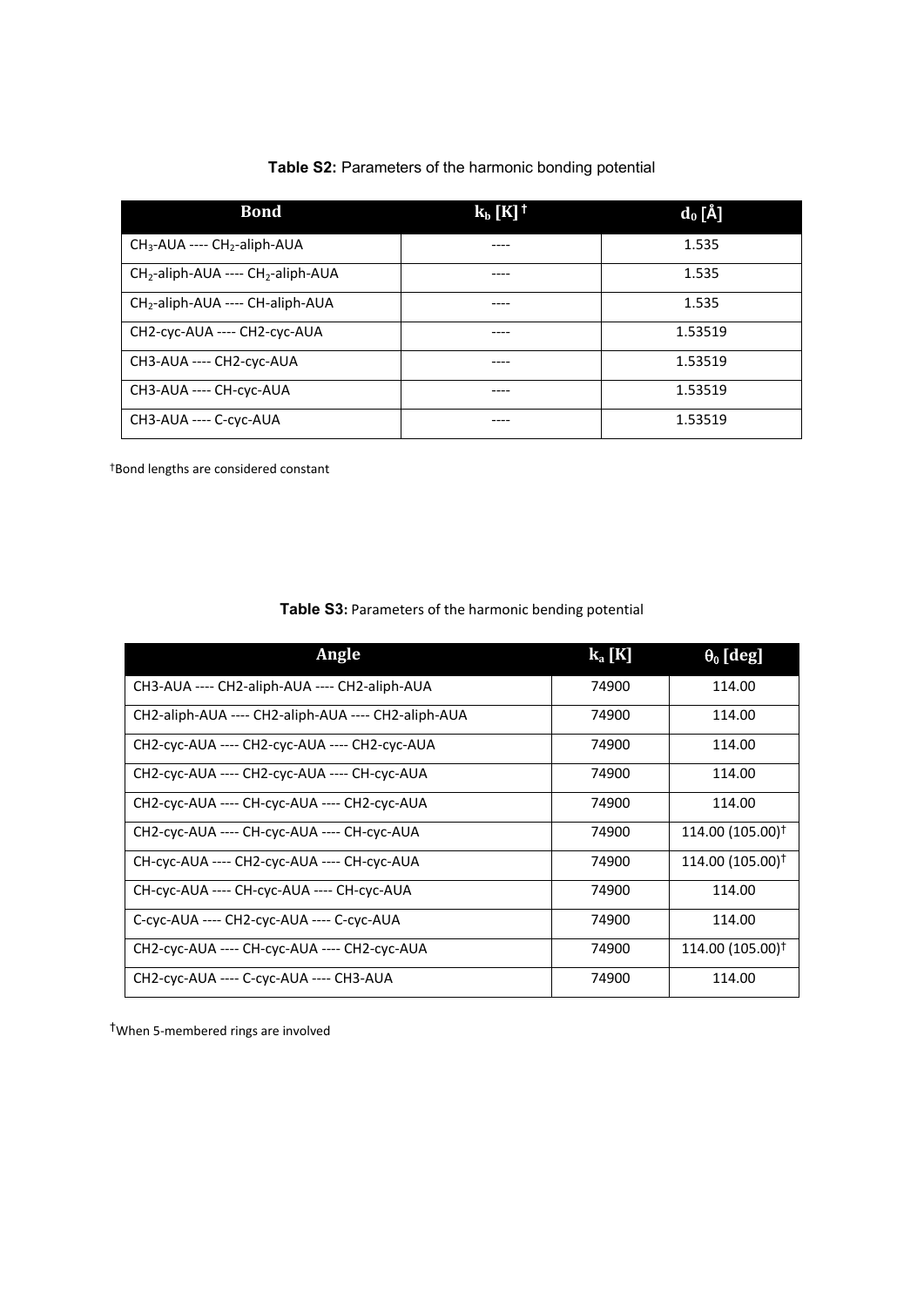**Table S2:** Parameters of the harmonic bonding potential

| Bond | $k_b$ [K] † | $d_0$ [Å] |
|---|---|---|
| $CH_3$-AUA ---- $CH_2$-aliph-AUA | ---- | 1.535 |
| $CH_2$-aliph-AUA ---- $CH_2$-aliph-AUA | ---- | 1.535 |
| $CH_2$-aliph-AUA ---- CH-aliph-AUA | ---- | 1.535 |
| CH2-cyc-AUA ---- CH2-cyc-AUA | ---- | 1.53519 |
| CH3-AUA ---- CH2-cyc-AUA | ---- | 1.53519 |
| CH3-AUA ---- CH-cyc-AUA | ---- | 1.53519 |
| CH3-AUA ---- C-cyc-AUA | ---- | 1.53519 |

†Bond lengths are considered constant

**Table S3:** Parameters of the harmonic bending potential

| Angle | $k_a$ [K] | $\theta_0$ [deg] |
|---|---|---|
| CH3-AUA ---- CH2-aliph-AUA ---- CH2-aliph-AUA | 74900 | 114.00 |
| CH2-aliph-AUA ---- CH2-aliph-AUA ---- CH2-aliph-AUA | 74900 | 114.00 |
| CH2-cyc-AUA ---- CH2-cyc-AUA ---- CH2-cyc-AUA | 74900 | 114.00 |
| CH2-cyc-AUA ---- CH2-cyc-AUA ---- CH-cyc-AUA | 74900 | 114.00 |
| CH2-cyc-AUA ---- CH-cyc-AUA ---- CH2-cyc-AUA | 74900 | 114.00 |
| CH2-cyc-AUA ---- CH-cyc-AUA ---- CH-cyc-AUA | 74900 | 114.00 (105.00)† |
| CH-cyc-AUA ---- CH2-cyc-AUA ---- CH-cyc-AUA | 74900 | 114.00 (105.00)† |
| CH-cyc-AUA ---- CH-cyc-AUA ---- CH-cyc-AUA | 74900 | 114.00 |
| C-cyc-AUA ---- CH2-cyc-AUA ---- C-cyc-AUA | 74900 | 114.00 |
| CH2-cyc-AUA ---- CH-cyc-AUA ---- CH2-cyc-AUA | 74900 | 114.00 (105.00)† |
| CH2-cyc-AUA ---- C-cyc-AUA ---- CH3-AUA | 74900 | 114.00 |

†When 5-membered rings are involved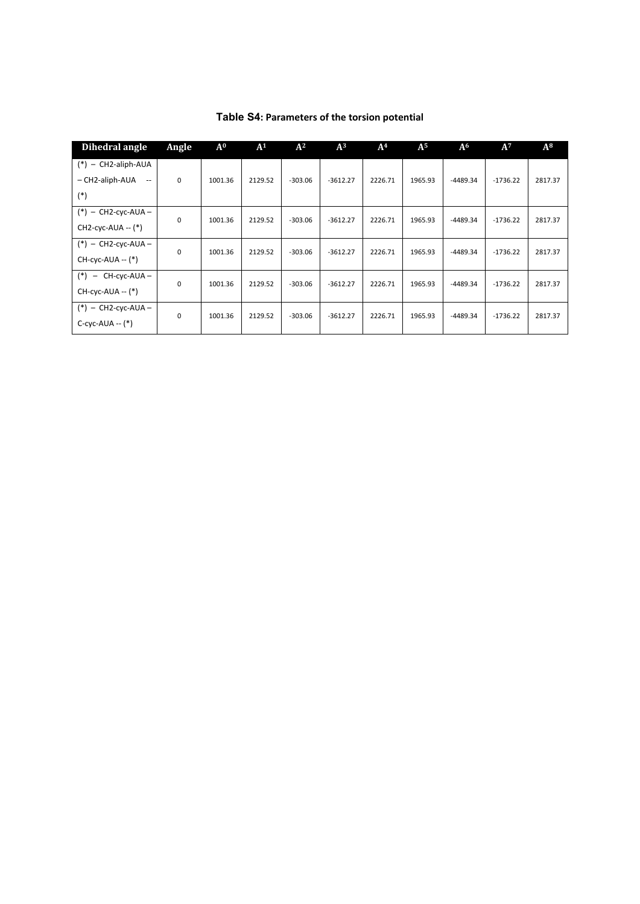**Table S4: Parameters of the torsion potential**

| Dihedral angle | Angle | $A^0$ | $A^1$ | $A^2$ | $A^3$ | $A^4$ | $A^5$ | $A^6$ | $A^7$ | $A^8$ |
|---|---|---|---|---|---|---|---|---|---|---|
| (*) – CH2-aliph-AUA – CH2-aliph-AUA -- (*) | 0 | 1001.36 | 2129.52 | -303.06 | -3612.27 | 2226.71 | 1965.93 | -4489.34 | -1736.22 | 2817.37 |
| (*) – CH2-cyc-AUA – CH2-cyc-AUA -- (*) | 0 | 1001.36 | 2129.52 | -303.06 | -3612.27 | 2226.71 | 1965.93 | -4489.34 | -1736.22 | 2817.37 |
| (*) – CH2-cyc-AUA – CH-cyc-AUA -- (*) | 0 | 1001.36 | 2129.52 | -303.06 | -3612.27 | 2226.71 | 1965.93 | -4489.34 | -1736.22 | 2817.37 |
| (*) – CH-cyc-AUA – CH-cyc-AUA -- (*) | 0 | 1001.36 | 2129.52 | -303.06 | -3612.27 | 2226.71 | 1965.93 | -4489.34 | -1736.22 | 2817.37 |
| (*) – CH2-cyc-AUA – C-cyc-AUA -- (*) | 0 | 1001.36 | 2129.52 | -303.06 | -3612.27 | 2226.71 | 1965.93 | -4489.34 | -1736.22 | 2817.37 |